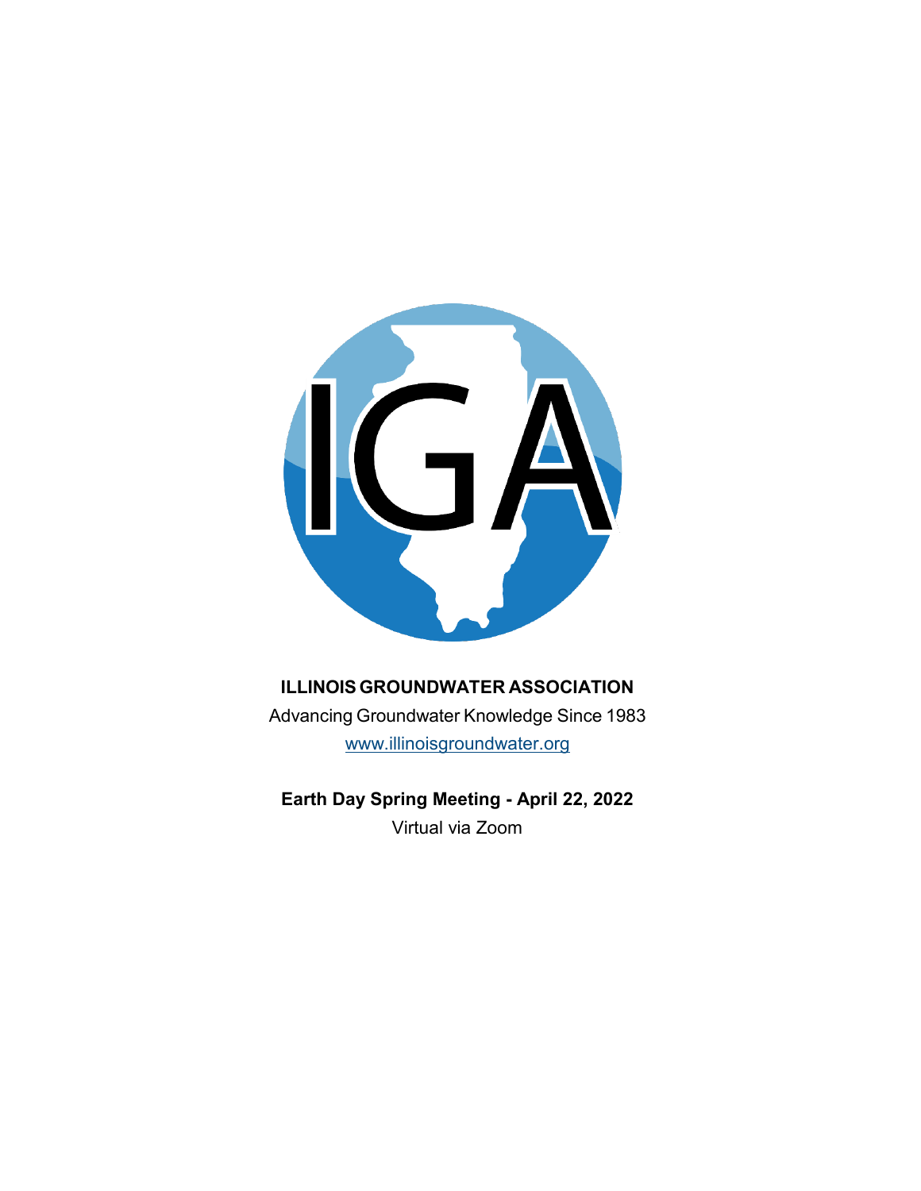**ILLINOIS GROUNDWATER ASSOCIATION**

Advancing Groundwater Knowledge Since 1983

www.illinoisgroundwater.org

**Earth Day Spring Meeting - April 22, 2022**

Virtual via Zoom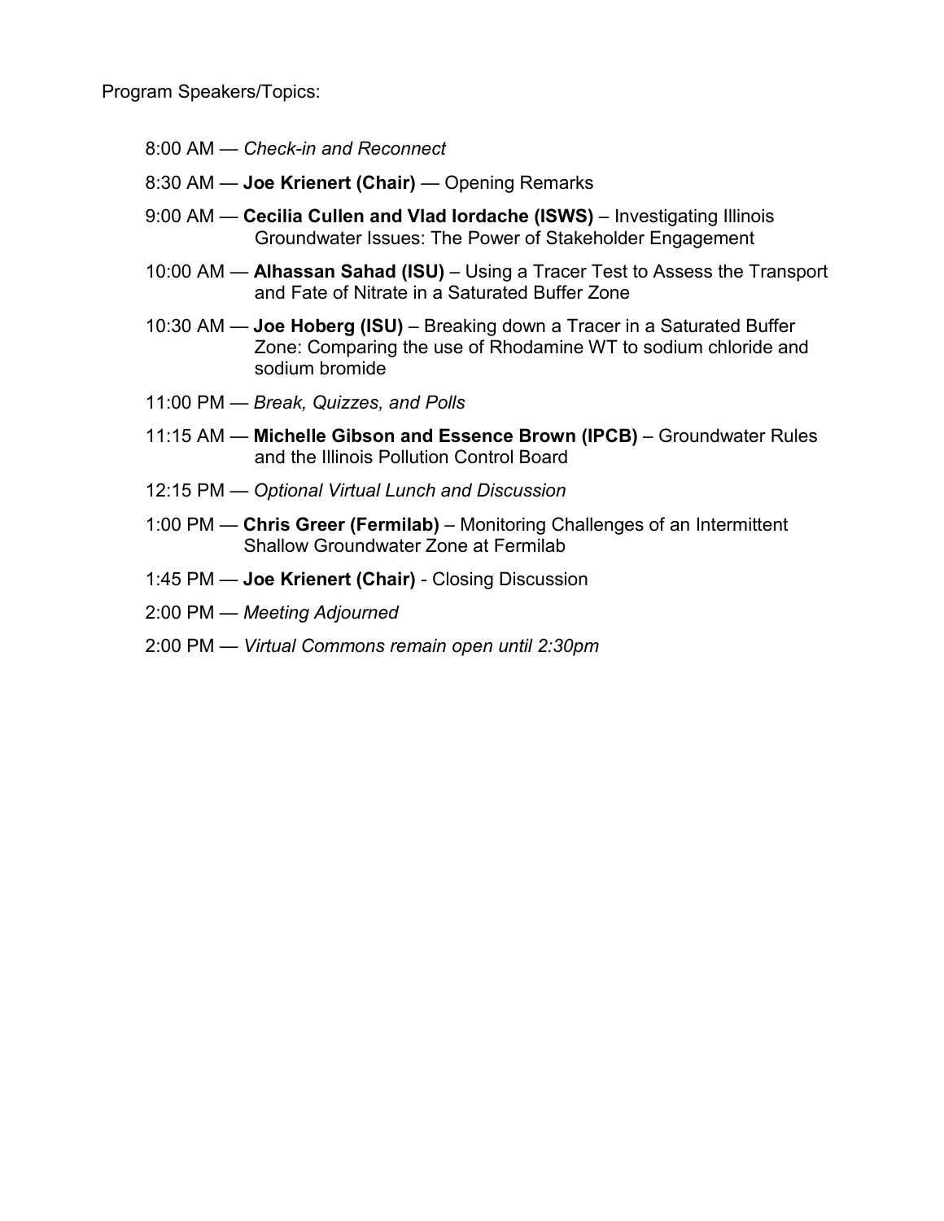Program Speakers/Topics:

- 8:00 AM — *Check-in and Reconnect*
- 8:30 AM — **Joe Krienert (Chair)** — Opening Remarks
- 9:00 AM — **Cecilia Cullen and Vlad Iordache (ISWS)** – Investigating Illinois Groundwater Issues: The Power of Stakeholder Engagement
- 10:00 AM — **Alhassan Sahad (ISU)** – Using a Tracer Test to Assess the Transport and Fate of Nitrate in a Saturated Buffer Zone
- 10:30 AM — **Joe Hoberg (ISU)** – Breaking down a Tracer in a Saturated Buffer Zone: Comparing the use of Rhodamine WT to sodium chloride and sodium bromide
- 11:00 PM — *Break, Quizzes, and Polls*
- 11:15 AM — **Michelle Gibson and Essence Brown (IPCB)** – Groundwater Rules and the Illinois Pollution Control Board
- 12:15 PM — *Optional Virtual Lunch and Discussion*
- 1:00 PM — **Chris Greer (Fermilab)** – Monitoring Challenges of an Intermittent Shallow Groundwater Zone at Fermilab
- 1:45 PM — **Joe Krienert (Chair)** - Closing Discussion
- 2:00 PM — *Meeting Adjourned*
- 2:00 PM — *Virtual Commons remain open until 2:30pm*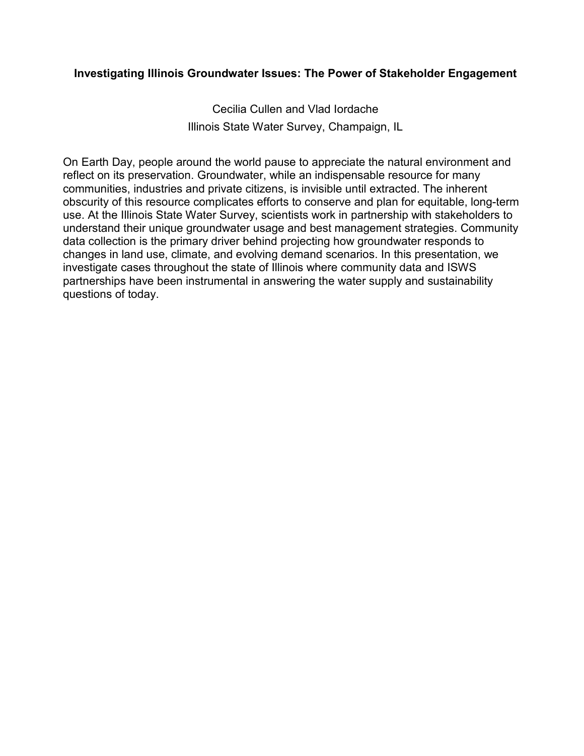**Investigating Illinois Groundwater Issues: The Power of Stakeholder Engagement**

Cecilia Cullen and Vlad Iordache
Illinois State Water Survey, Champaign, IL

On Earth Day, people around the world pause to appreciate the natural environment and reflect on its preservation. Groundwater, while an indispensable resource for many communities, industries and private citizens, is invisible until extracted. The inherent obscurity of this resource complicates efforts to conserve and plan for equitable, long-term use. At the Illinois State Water Survey, scientists work in partnership with stakeholders to understand their unique groundwater usage and best management strategies. Community data collection is the primary driver behind projecting how groundwater responds to changes in land use, climate, and evolving demand scenarios. In this presentation, we investigate cases throughout the state of Illinois where community data and ISWS partnerships have been instrumental in answering the water supply and sustainability questions of today.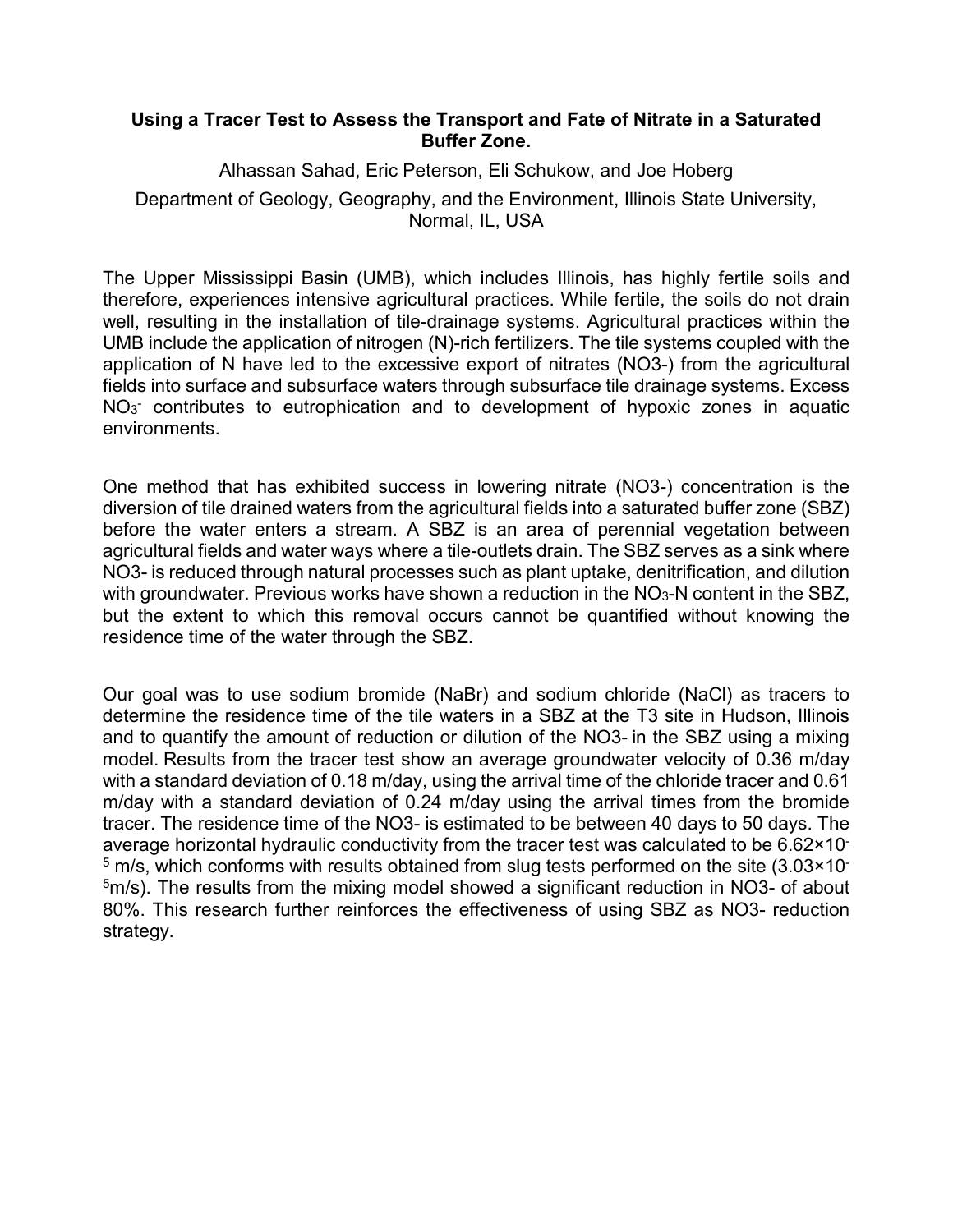**Using a Tracer Test to Assess the Transport and Fate of Nitrate in a Saturated Buffer Zone.**

Alhassan Sahad, Eric Peterson, Eli Schukow, and Joe Hoberg

Department of Geology, Geography, and the Environment, Illinois State University, Normal, IL, USA

The Upper Mississippi Basin (UMB), which includes Illinois, has highly fertile soils and therefore, experiences intensive agricultural practices. While fertile, the soils do not drain well, resulting in the installation of tile-drainage systems. Agricultural practices within the UMB include the application of nitrogen (N)-rich fertilizers. The tile systems coupled with the application of N have led to the excessive export of nitrates (NO3-) from the agricultural fields into surface and subsurface waters through subsurface tile drainage systems. Excess $NO_3^-$ contributes to eutrophication and to development of hypoxic zones in aquatic environments.

One method that has exhibited success in lowering nitrate (NO3-) concentration is the diversion of tile drained waters from the agricultural fields into a saturated buffer zone (SBZ) before the water enters a stream. A SBZ is an area of perennial vegetation between agricultural fields and water ways where a tile-outlets drain. The SBZ serves as a sink where NO3- is reduced through natural processes such as plant uptake, denitrification, and dilution with groundwater. Previous works have shown a reduction in the $NO_3$-N content in the SBZ, but the extent to which this removal occurs cannot be quantified without knowing the residence time of the water through the SBZ.

Our goal was to use sodium bromide (NaBr) and sodium chloride (NaCl) as tracers to determine the residence time of the tile waters in a SBZ at the T3 site in Hudson, Illinois and to quantify the amount of reduction or dilution of the NO3- in the SBZ using a mixing model. Results from the tracer test show an average groundwater velocity of 0.36 m/day with a standard deviation of 0.18 m/day, using the arrival time of the chloride tracer and 0.61 m/day with a standard deviation of 0.24 m/day using the arrival times from the bromide tracer. The residence time of the NO3- is estimated to be between 40 days to 50 days. The average horizontal hydraulic conductivity from the tracer test was calculated to be $6.62\times10^{-5}$ m/s, which conforms with results obtained from slug tests performed on the site ($3.03\times10^{-5}$m/s). The results from the mixing model showed a significant reduction in NO3- of about 80%. This research further reinforces the effectiveness of using SBZ as NO3- reduction strategy.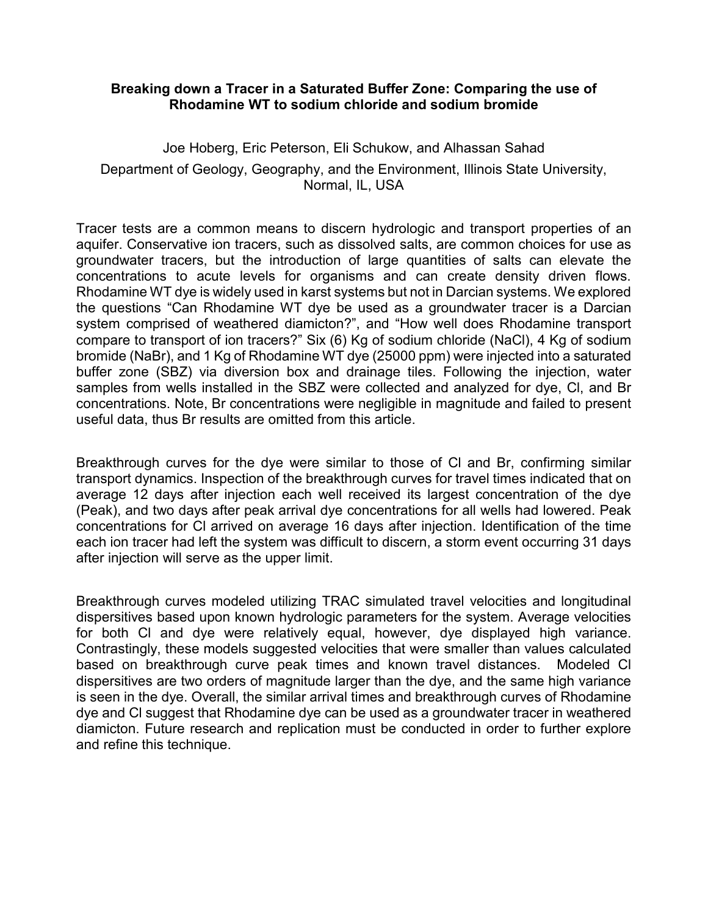**Breaking down a Tracer in a Saturated Buffer Zone: Comparing the use of Rhodamine WT to sodium chloride and sodium bromide**

Joe Hoberg, Eric Peterson, Eli Schukow, and Alhassan Sahad

Department of Geology, Geography, and the Environment, Illinois State University, Normal, IL, USA

Tracer tests are a common means to discern hydrologic and transport properties of an aquifer. Conservative ion tracers, such as dissolved salts, are common choices for use as groundwater tracers, but the introduction of large quantities of salts can elevate the concentrations to acute levels for organisms and can create density driven flows. Rhodamine WT dye is widely used in karst systems but not in Darcian systems. We explored the questions "Can Rhodamine WT dye be used as a groundwater tracer is a Darcian system comprised of weathered diamicton?", and "How well does Rhodamine transport compare to transport of ion tracers?" Six (6) Kg of sodium chloride (NaCl), 4 Kg of sodium bromide (NaBr), and 1 Kg of Rhodamine WT dye (25000 ppm) were injected into a saturated buffer zone (SBZ) via diversion box and drainage tiles. Following the injection, water samples from wells installed in the SBZ were collected and analyzed for dye, Cl, and Br concentrations. Note, Br concentrations were negligible in magnitude and failed to present useful data, thus Br results are omitted from this article.

Breakthrough curves for the dye were similar to those of Cl and Br, confirming similar transport dynamics. Inspection of the breakthrough curves for travel times indicated that on average 12 days after injection each well received its largest concentration of the dye (Peak), and two days after peak arrival dye concentrations for all wells had lowered. Peak concentrations for Cl arrived on average 16 days after injection. Identification of the time each ion tracer had left the system was difficult to discern, a storm event occurring 31 days after injection will serve as the upper limit.

Breakthrough curves modeled utilizing TRAC simulated travel velocities and longitudinal dispersitives based upon known hydrologic parameters for the system. Average velocities for both Cl and dye were relatively equal, however, dye displayed high variance. Contrastingly, these models suggested velocities that were smaller than values calculated based on breakthrough curve peak times and known travel distances. Modeled Cl dispersitives are two orders of magnitude larger than the dye, and the same high variance is seen in the dye. Overall, the similar arrival times and breakthrough curves of Rhodamine dye and Cl suggest that Rhodamine dye can be used as a groundwater tracer in weathered diamicton. Future research and replication must be conducted in order to further explore and refine this technique.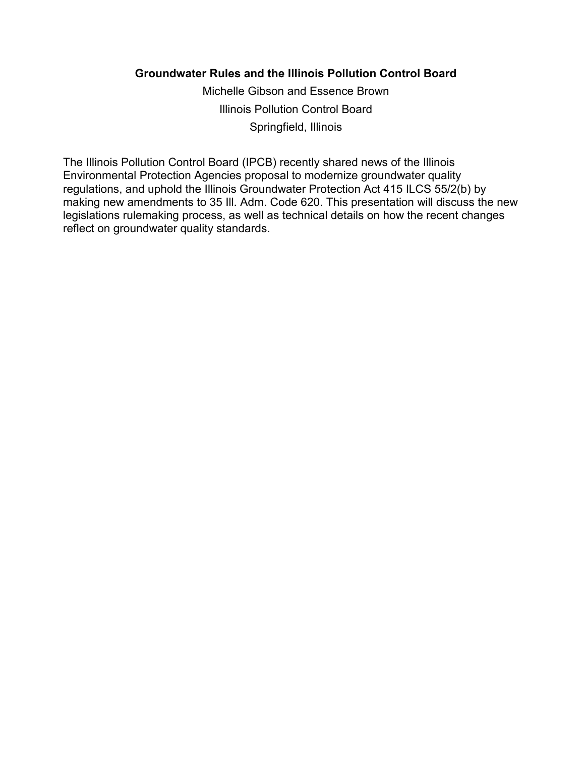**Groundwater Rules and the Illinois Pollution Control Board**

Michelle Gibson and Essence Brown

Illinois Pollution Control Board

Springfield, Illinois

The Illinois Pollution Control Board (IPCB) recently shared news of the Illinois Environmental Protection Agencies proposal to modernize groundwater quality regulations, and uphold the Illinois Groundwater Protection Act 415 ILCS 55/2(b) by making new amendments to 35 Ill. Adm. Code 620. This presentation will discuss the new legislations rulemaking process, as well as technical details on how the recent changes reflect on groundwater quality standards.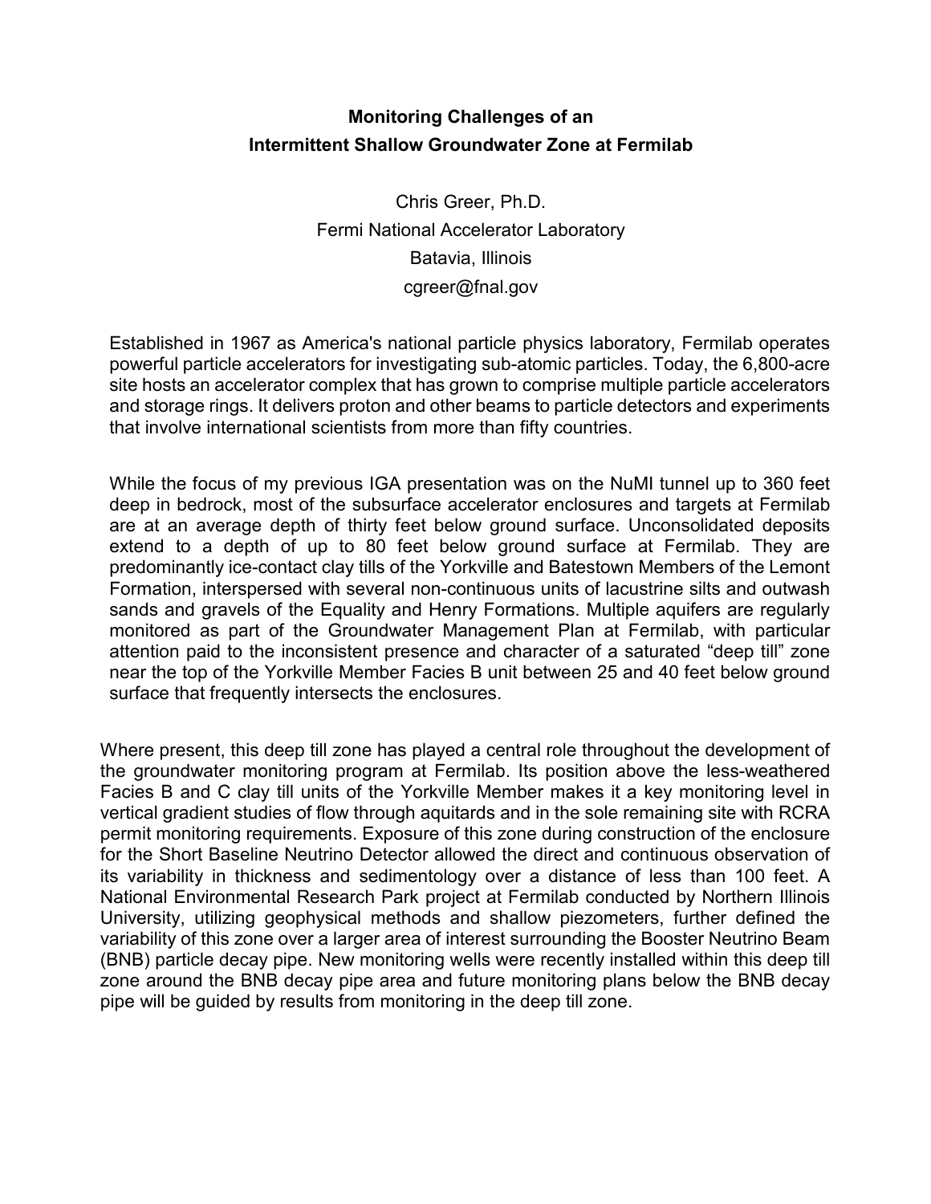**Monitoring Challenges of an Intermittent Shallow Groundwater Zone at Fermilab**

Chris Greer, Ph.D.
Fermi National Accelerator Laboratory
Batavia, Illinois
cgreer@fnal.gov

Established in 1967 as America's national particle physics laboratory, Fermilab operates powerful particle accelerators for investigating sub-atomic particles. Today, the 6,800-acre site hosts an accelerator complex that has grown to comprise multiple particle accelerators and storage rings. It delivers proton and other beams to particle detectors and experiments that involve international scientists from more than fifty countries.

While the focus of my previous IGA presentation was on the NuMI tunnel up to 360 feet deep in bedrock, most of the subsurface accelerator enclosures and targets at Fermilab are at an average depth of thirty feet below ground surface. Unconsolidated deposits extend to a depth of up to 80 feet below ground surface at Fermilab. They are predominantly ice-contact clay tills of the Yorkville and Batestown Members of the Lemont Formation, interspersed with several non-continuous units of lacustrine silts and outwash sands and gravels of the Equality and Henry Formations. Multiple aquifers are regularly monitored as part of the Groundwater Management Plan at Fermilab, with particular attention paid to the inconsistent presence and character of a saturated "deep till" zone near the top of the Yorkville Member Facies B unit between 25 and 40 feet below ground surface that frequently intersects the enclosures.

Where present, this deep till zone has played a central role throughout the development of the groundwater monitoring program at Fermilab. Its position above the less-weathered Facies B and C clay till units of the Yorkville Member makes it a key monitoring level in vertical gradient studies of flow through aquitards and in the sole remaining site with RCRA permit monitoring requirements. Exposure of this zone during construction of the enclosure for the Short Baseline Neutrino Detector allowed the direct and continuous observation of its variability in thickness and sedimentology over a distance of less than 100 feet. A National Environmental Research Park project at Fermilab conducted by Northern Illinois University, utilizing geophysical methods and shallow piezometers, further defined the variability of this zone over a larger area of interest surrounding the Booster Neutrino Beam (BNB) particle decay pipe. New monitoring wells were recently installed within this deep till zone around the BNB decay pipe area and future monitoring plans below the BNB decay pipe will be guided by results from monitoring in the deep till zone.